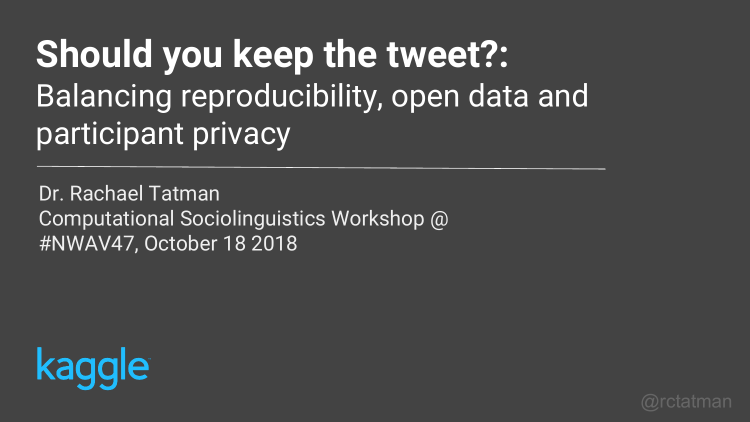# Should you keep the tweet?:

## Balancing reproducibility, open data and participant privacy

Dr. Rachael Tatman
Computational Sociolinguistics Workshop @
#NWAV47, October 18 2018

kaggle

@rctatman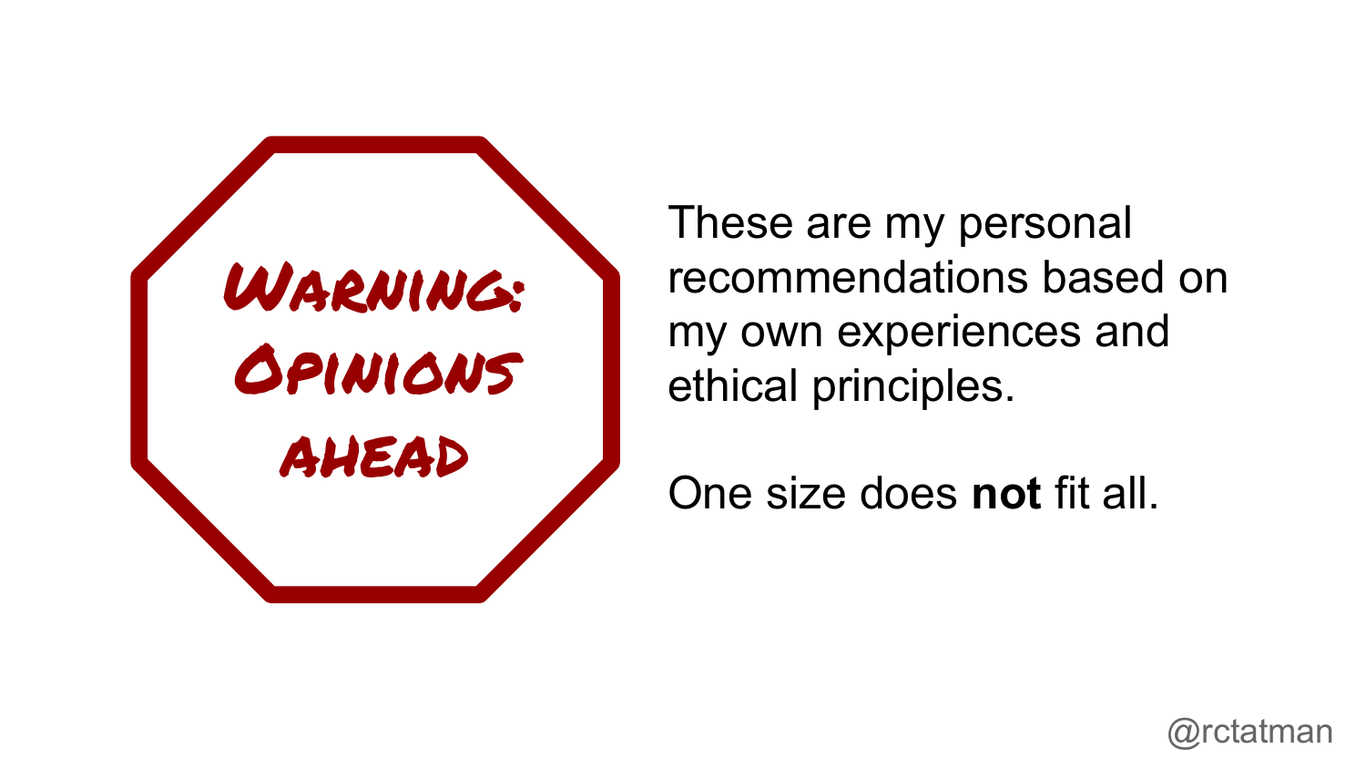**Warning: Opinions ahead**

These are my personal recommendations based on my own experiences and ethical principles.

One size does **not** fit all.

@rctatman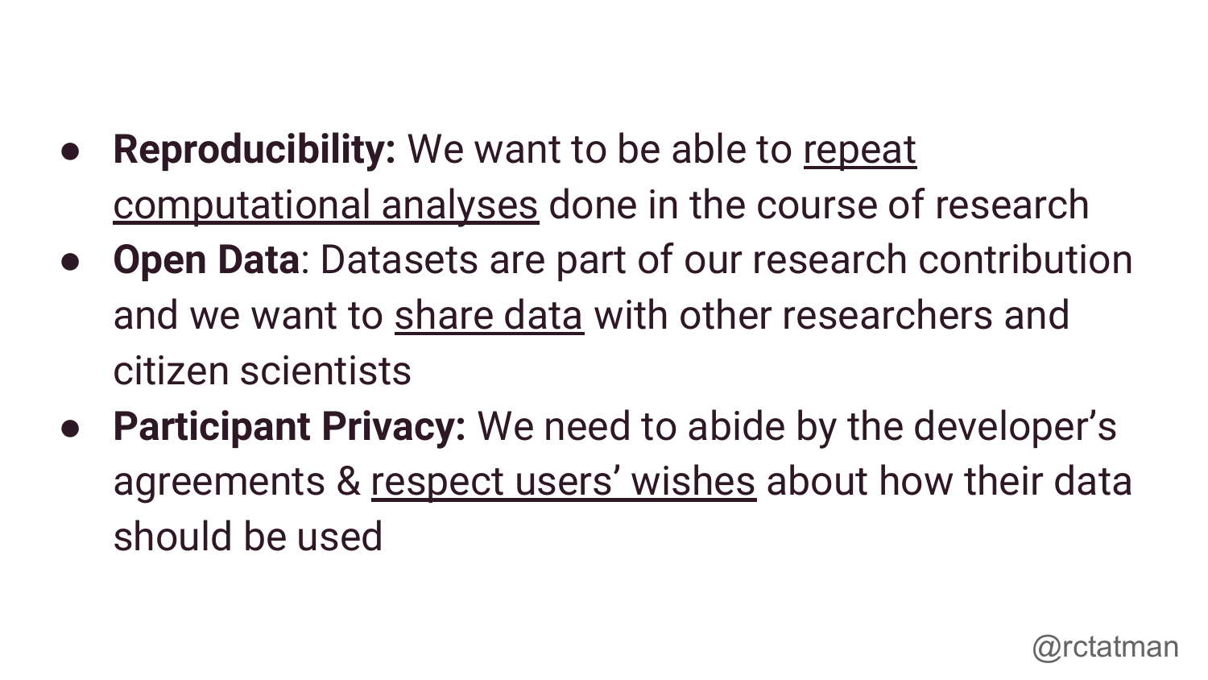- **Reproducibility:** We want to be able to repeat computational analyses done in the course of research
- **Open Data**: Datasets are part of our research contribution and we want to share data with other researchers and citizen scientists
- **Participant Privacy:** We need to abide by the developer's agreements & respect users' wishes about how their data should be used

@rctatman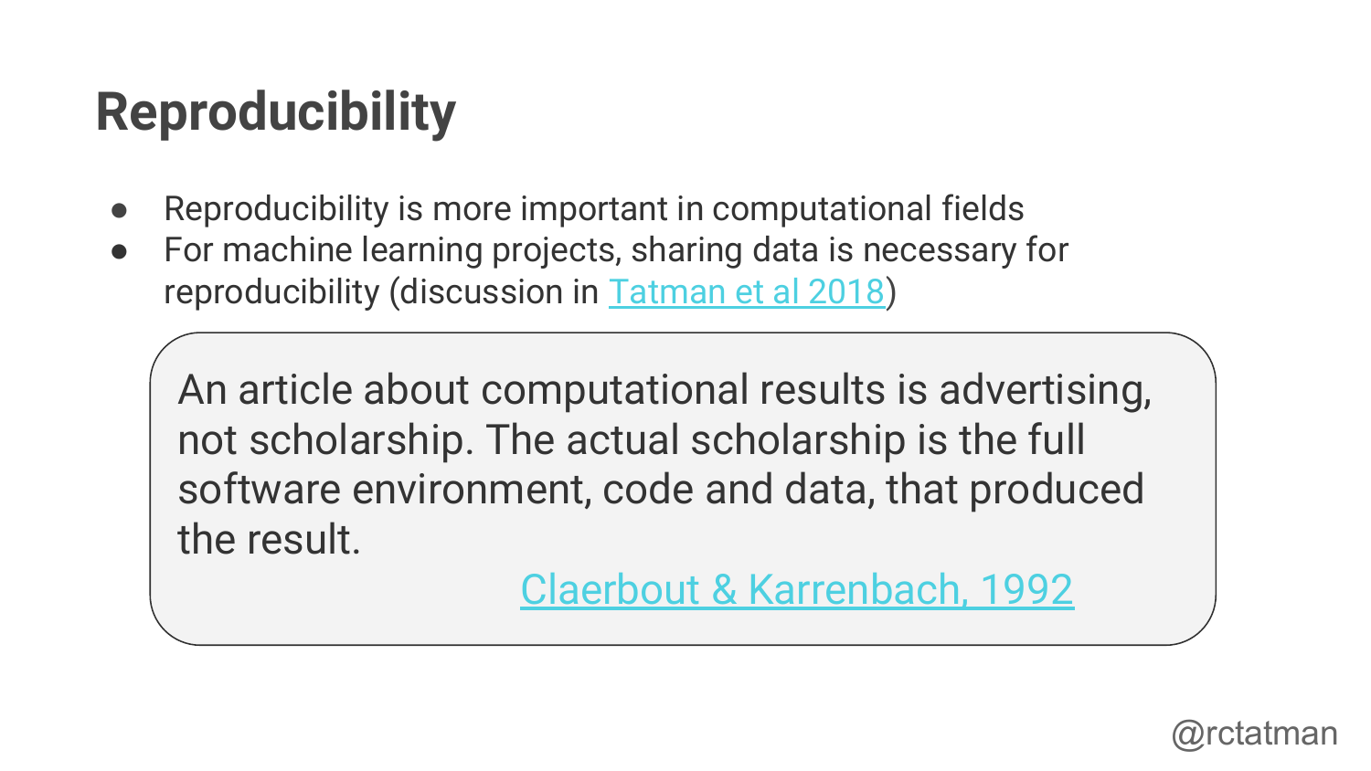# Reproducibility

- Reproducibility is more important in computational fields
- For machine learning projects, sharing data is necessary for reproducibility (discussion in Tatman et al 2018)

> An article about computational results is advertising, not scholarship. The actual scholarship is the full software environment, code and data, that produced the result.
>
> Claerbout & Karrenbach, 1992

@rctatman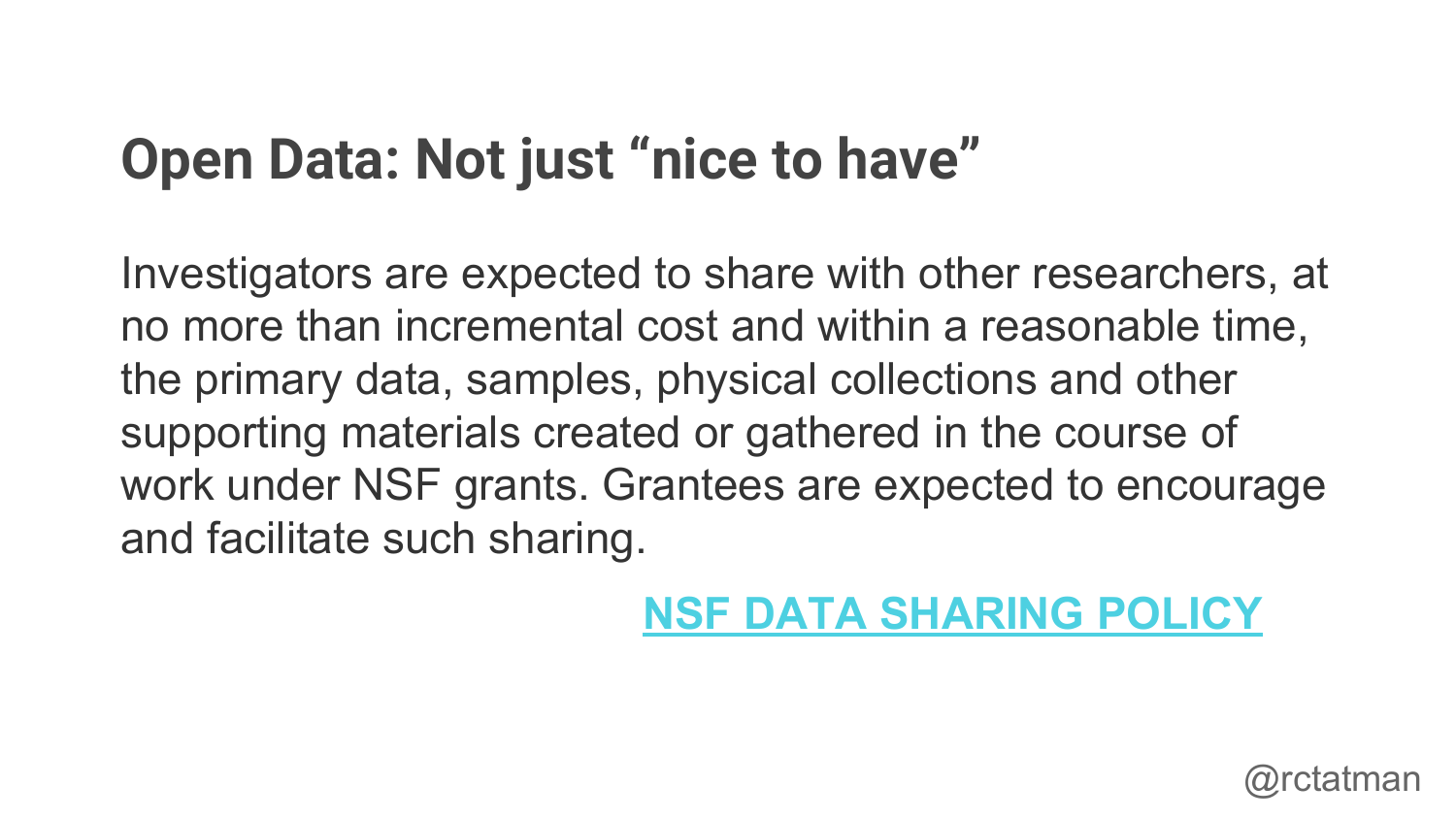# Open Data: Not just “nice to have”

Investigators are expected to share with other researchers, at no more than incremental cost and within a reasonable time, the primary data, samples, physical collections and other supporting materials created or gathered in the course of work under NSF grants. Grantees are expected to encourage and facilitate such sharing.

NSF DATA SHARING POLICY

@rctatman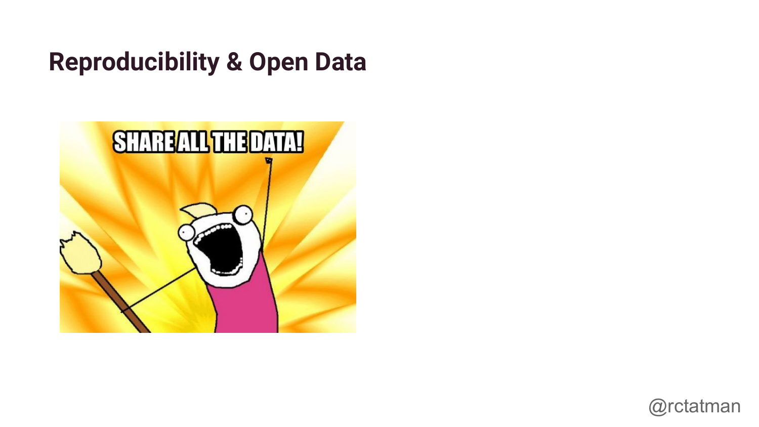# Reproducibility & Open Data

SHARE ALL THE DATA!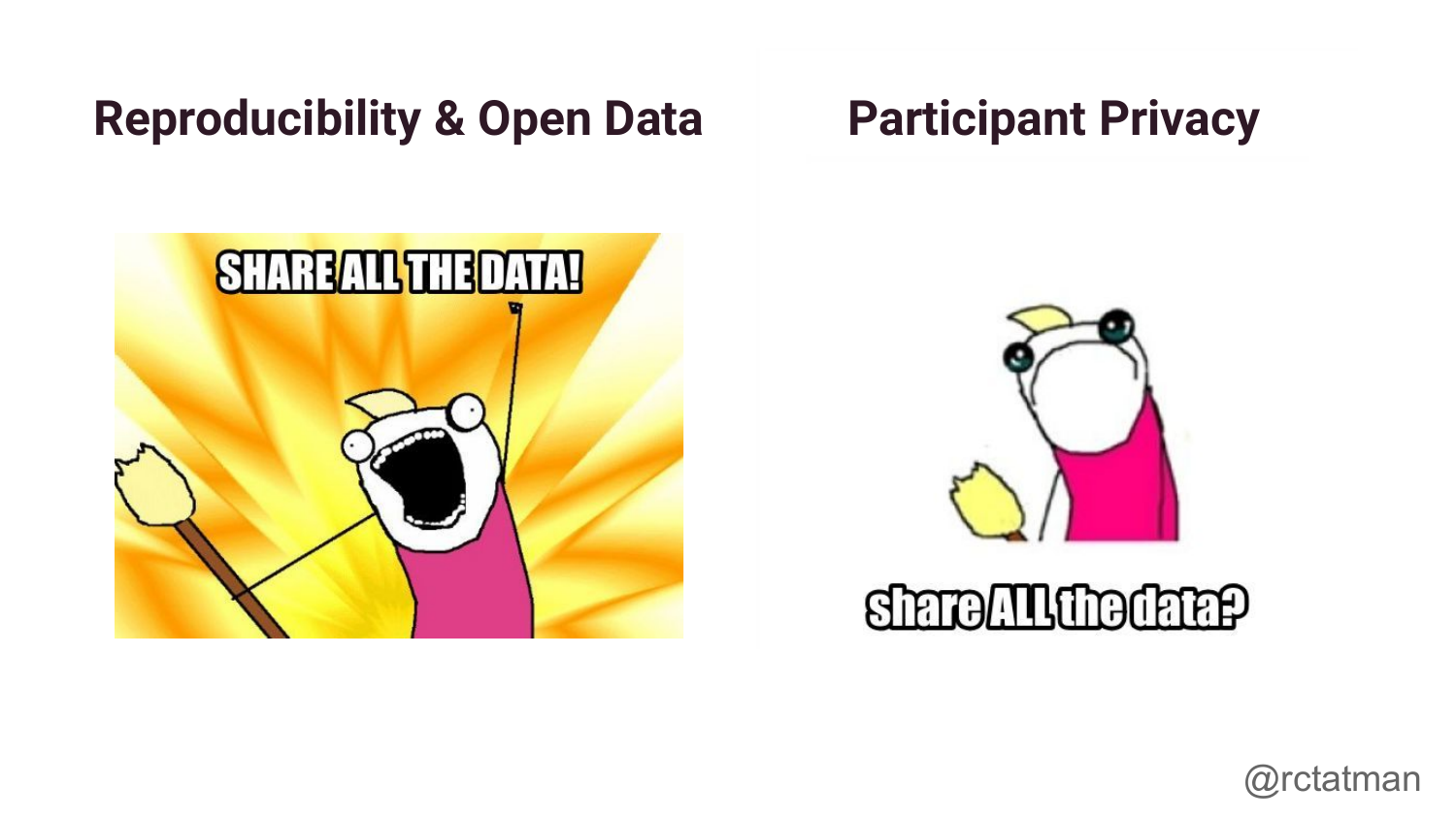## Reproducibility & Open Data

SHARE ALL THE DATA!

## Participant Privacy

share ALL the data?

@rctatman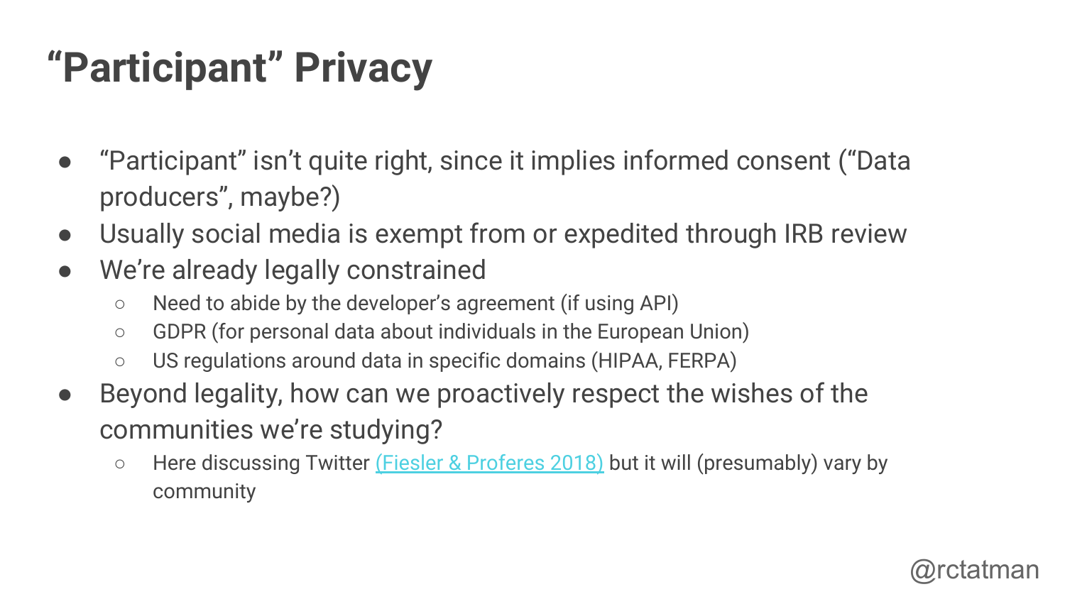# "Participant" Privacy

- "Participant" isn't quite right, since it implies informed consent ("Data producers", maybe?)
- Usually social media is exempt from or expedited through IRB review
- We're already legally constrained
  - Need to abide by the developer's agreement (if using API)
  - GDPR (for personal data about individuals in the European Union)
  - US regulations around data in specific domains (HIPAA, FERPA)
- Beyond legality, how can we proactively respect the wishes of the communities we're studying?
  - Here discussing Twitter (Fiesler & Proferes 2018) but it will (presumably) vary by community

@rctatman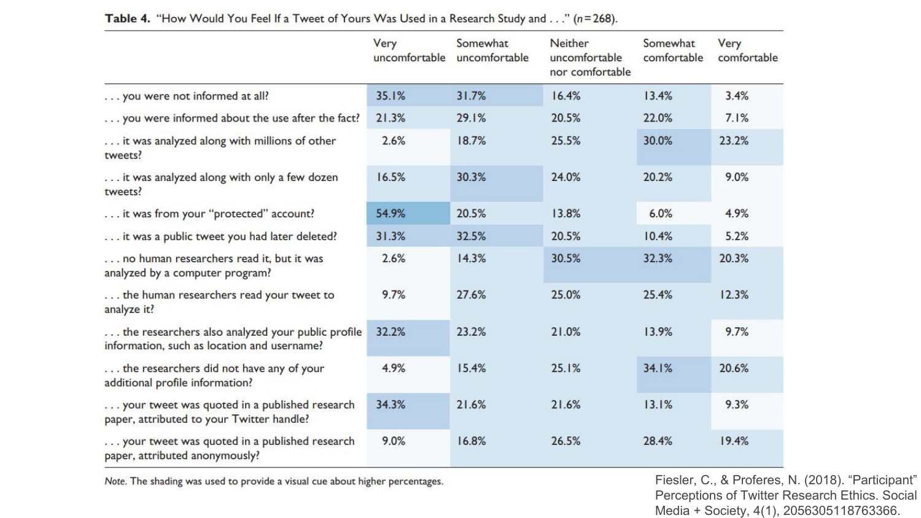**Table 4.** "How Would You Feel If a Tweet of Yours Was Used in a Research Study and . . ." (*n* = 268).

| | Very uncomfortable | Somewhat uncomfortable | Neither uncomfortable nor comfortable | Somewhat comfortable | Very comfortable |
|---|---|---|---|---|---|
| . . . you were not informed at all? | 35.1% | 31.7% | 16.4% | 13.4% | 3.4% |
| . . . you were informed about the use after the fact? | 21.3% | 29.1% | 20.5% | 22.0% | 7.1% |
| . . . it was analyzed along with millions of other tweets? | 2.6% | 18.7% | 25.5% | 30.0% | 23.2% |
| . . . it was analyzed along with only a few dozen tweets? | 16.5% | 30.3% | 24.0% | 20.2% | 9.0% |
| . . . it was from your "protected" account? | 54.9% | 20.5% | 13.8% | 6.0% | 4.9% |
| . . . it was a public tweet you had later deleted? | 31.3% | 32.5% | 20.5% | 10.4% | 5.2% |
| . . . no human researchers read it, but it was analyzed by a computer program? | 2.6% | 14.3% | 30.5% | 32.3% | 20.3% |
| . . . the human researchers read your tweet to analyze it? | 9.7% | 27.6% | 25.0% | 25.4% | 12.3% |
| . . . the researchers also analyzed your public profile information, such as location and username? | 32.2% | 23.2% | 21.0% | 13.9% | 9.7% |
| . . . the researchers did not have any of your additional profile information? | 4.9% | 15.4% | 25.1% | 34.1% | 20.6% |
| . . . your tweet was quoted in a published research paper, attributed to your Twitter handle? | 34.3% | 21.6% | 21.6% | 13.1% | 9.3% |
| . . . your tweet was quoted in a published research paper, attributed anonymously? | 9.0% | 16.8% | 26.5% | 28.4% | 19.4% |

*Note.* The shading was used to provide a visual cue about higher percentages.

Fiesler, C., & Proferes, N. (2018). "Participant" Perceptions of Twitter Research Ethics. Social Media + Society, 4(1), 2056305118763366.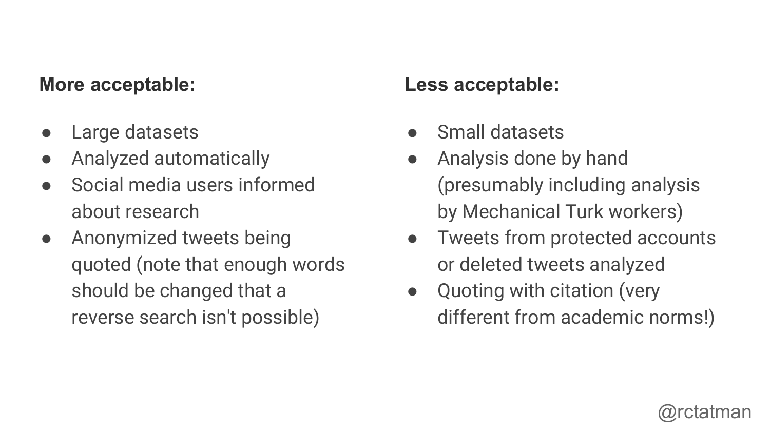**More acceptable:**

- Large datasets
- Analyzed automatically
- Social media users informed about research
- Anonymized tweets being quoted (note that enough words should be changed that a reverse search isn't possible)

**Less acceptable:**

- Small datasets
- Analysis done by hand (presumably including analysis by Mechanical Turk workers)
- Tweets from protected accounts or deleted tweets analyzed
- Quoting with citation (very different from academic norms!)

@rctatman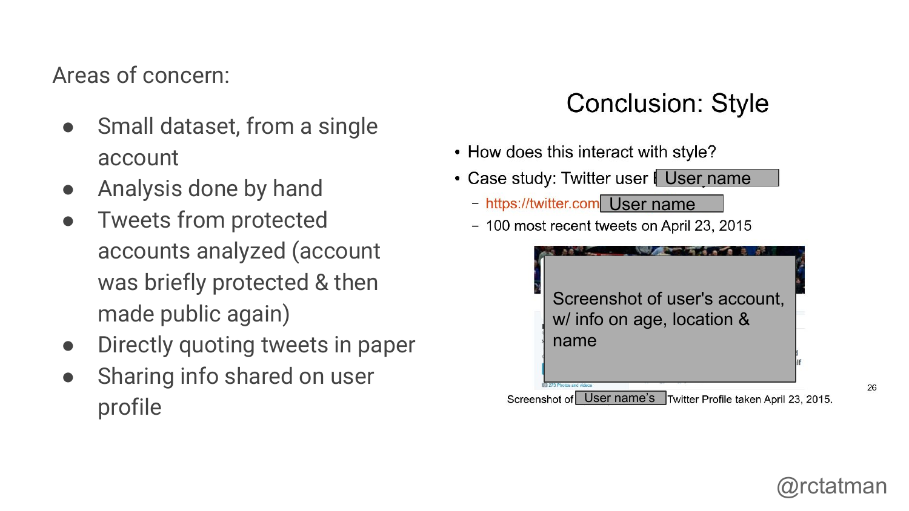Areas of concern:

- Small dataset, from a single account
- Analysis done by hand
- Tweets from protected accounts analyzed (account was briefly protected & then made public again)
- Directly quoting tweets in paper
- Sharing info shared on user profile

## Conclusion: Style

- How does this interact with style?
- Case study: Twitter user User name
  - https://twitter.com User name
  - 100 most recent tweets on April 23, 2015

Screenshot of user's account, w/ info on age, location & name

Screenshot of User name's Twitter Profile taken April 23, 2015.

@rctatman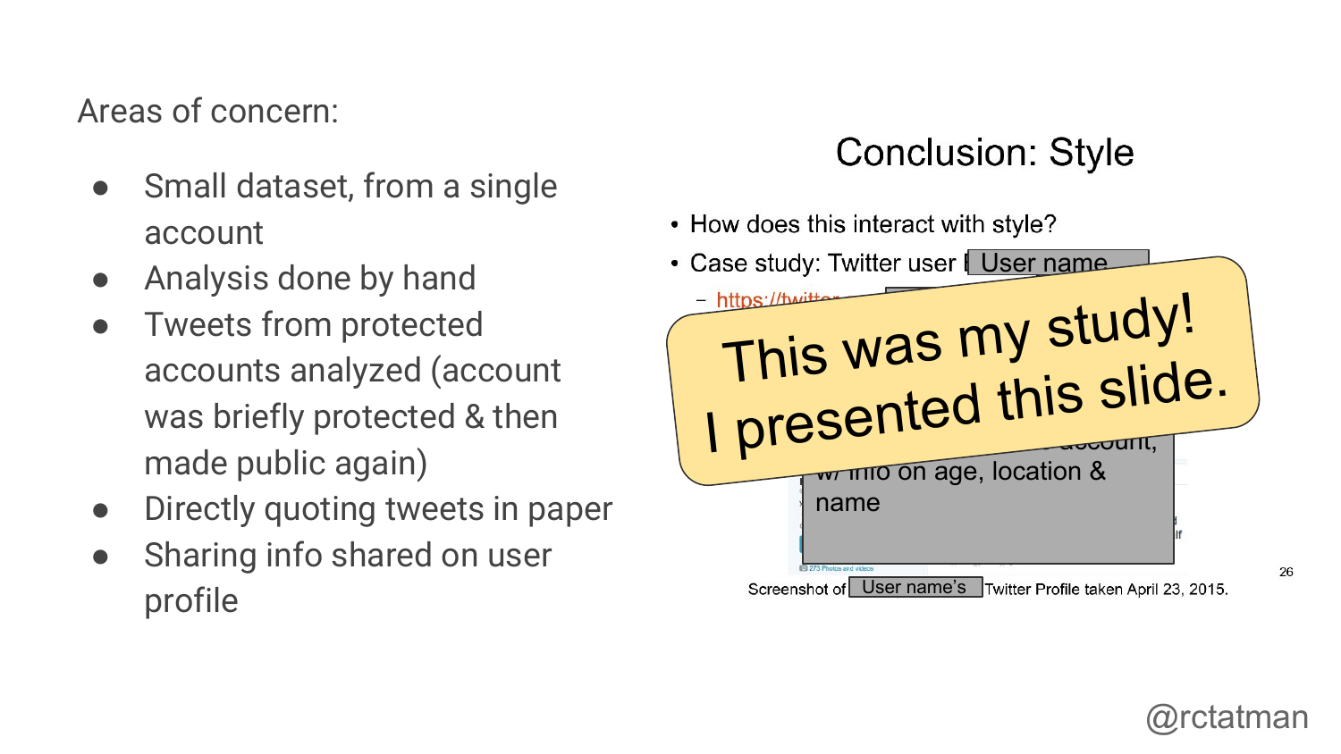Areas of concern:

- Small dataset, from a single account
- Analysis done by hand
- Tweets from protected accounts analyzed (account was briefly protected & then made public again)
- Directly quoting tweets in paper
- Sharing info shared on user profile

## Conclusion: Style

- How does this interact with style?
- Case study: Twitter user User name
  - https://twitter...

w/ info on age, location & name

Screenshot of User name's Twitter Profile taken April 23, 2015.

This was my study!
I presented this slide.

@rctatman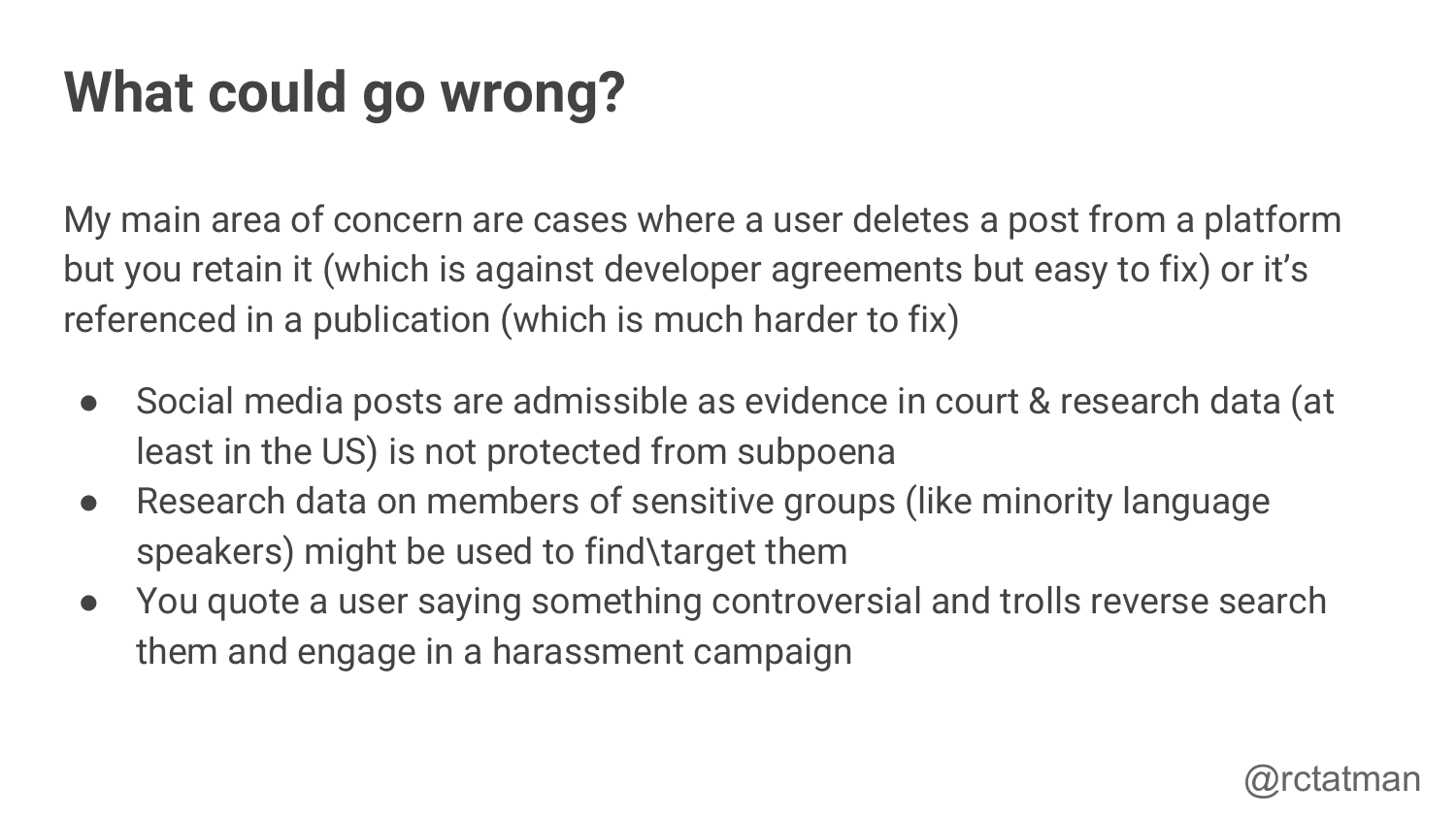# What could go wrong?

My main area of concern are cases where a user deletes a post from a platform but you retain it (which is against developer agreements but easy to fix) or it's referenced in a publication (which is much harder to fix)

- Social media posts are admissible as evidence in court & research data (at least in the US) is not protected from subpoena
- Research data on members of sensitive groups (like minority language speakers) might be used to find\target them
- You quote a user saying something controversial and trolls reverse search them and engage in a harassment campaign

@rctatman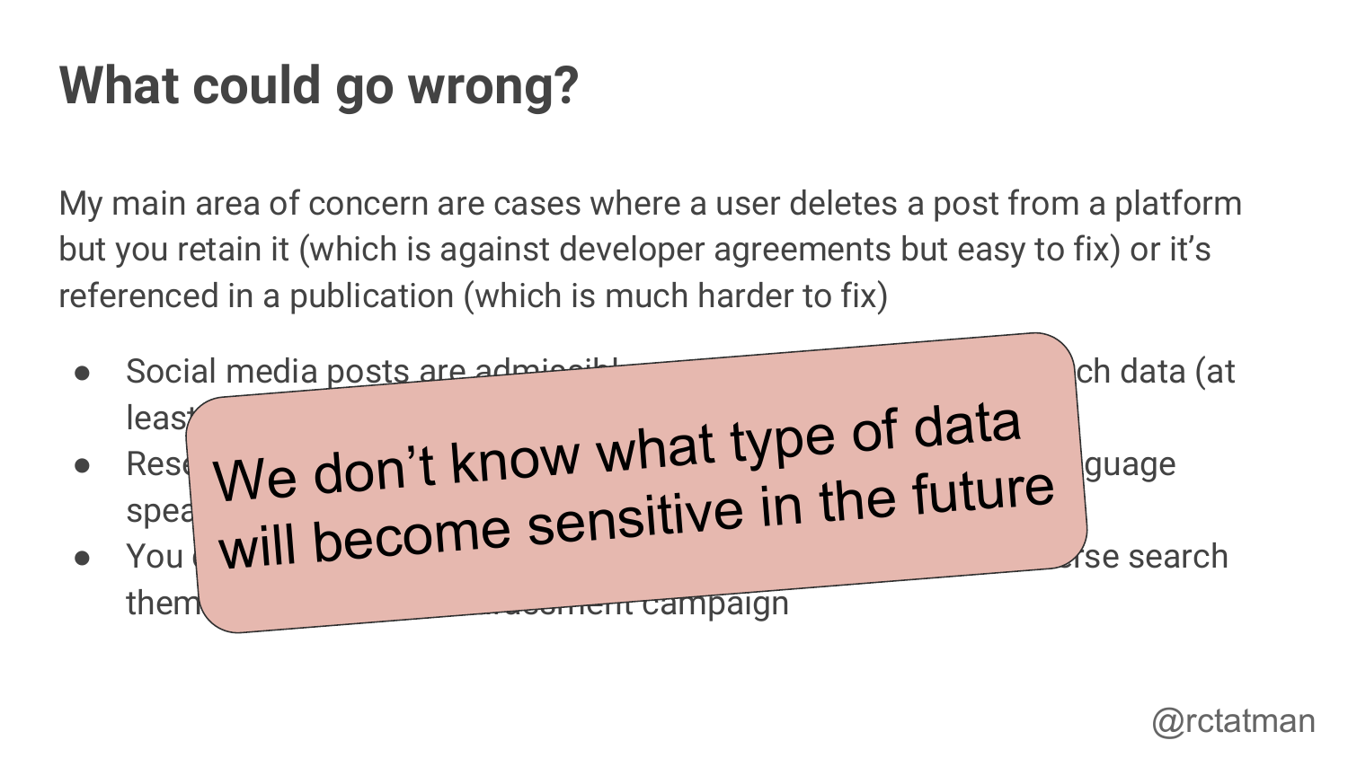# What could go wrong?

My main area of concern are cases where a user deletes a post from a platform but you retain it (which is against developer agreements but easy to fix) or it's referenced in a publication (which is much harder to fix)

- Social media posts are admissibl... ...ch data (at leas...
- Rese... ...guage spea...
- You ... ...rse search them... ...ement campaign

We don't know what type of data will become sensitive in the future

@rctatman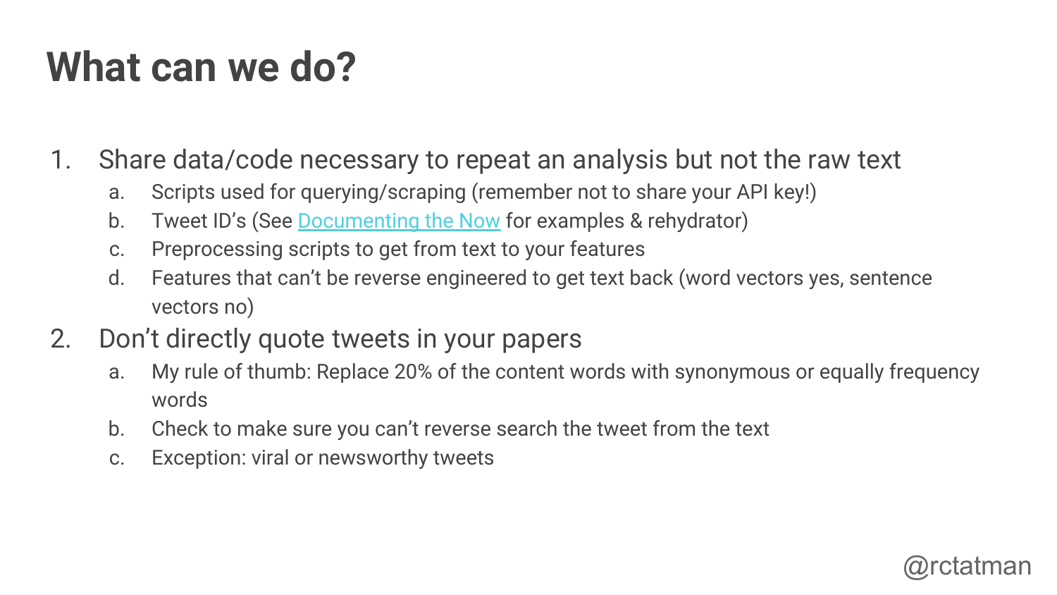# What can we do?

1. Share data/code necessary to repeat an analysis but not the raw text
   a. Scripts used for querying/scraping (remember not to share your API key!)
   b. Tweet ID's (See [Documenting the Now]() for examples & rehydrator)
   c. Preprocessing scripts to get from text to your features
   d. Features that can't be reverse engineered to get text back (word vectors yes, sentence vectors no)
2. Don't directly quote tweets in your papers
   a. My rule of thumb: Replace 20% of the content words with synonymous or equally frequency words
   b. Check to make sure you can't reverse search the tweet from the text
   c. Exception: viral or newsworthy tweets

@rctatman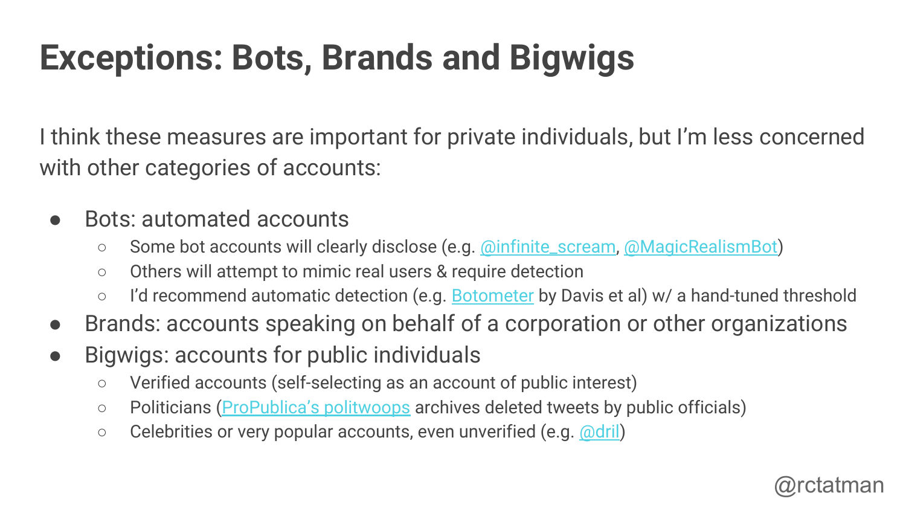# Exceptions: Bots, Brands and Bigwigs

I think these measures are important for private individuals, but I'm less concerned with other categories of accounts:

- Bots: automated accounts
  - Some bot accounts will clearly disclose (e.g. @infinite_scream, @MagicRealismBot)
  - Others will attempt to mimic real users & require detection
  - I'd recommend automatic detection (e.g. Botometer by Davis et al) w/ a hand-tuned threshold
- Brands: accounts speaking on behalf of a corporation or other organizations
- Bigwigs: accounts for public individuals
  - Verified accounts (self-selecting as an account of public interest)
  - Politicians (ProPublica's politwoops archives deleted tweets by public officials)
  - Celebrities or very popular accounts, even unverified (e.g. @dril)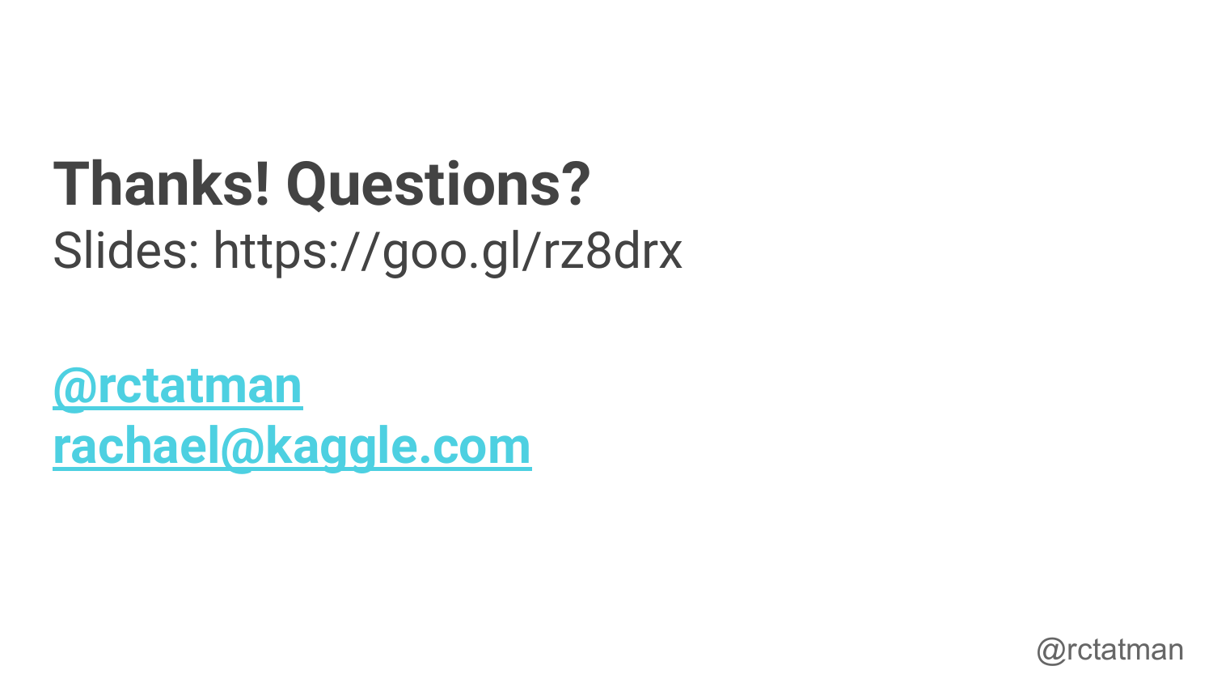# Thanks! Questions?

Slides: https://goo.gl/rz8drx

**@rctatman**
**rachael@kaggle.com**